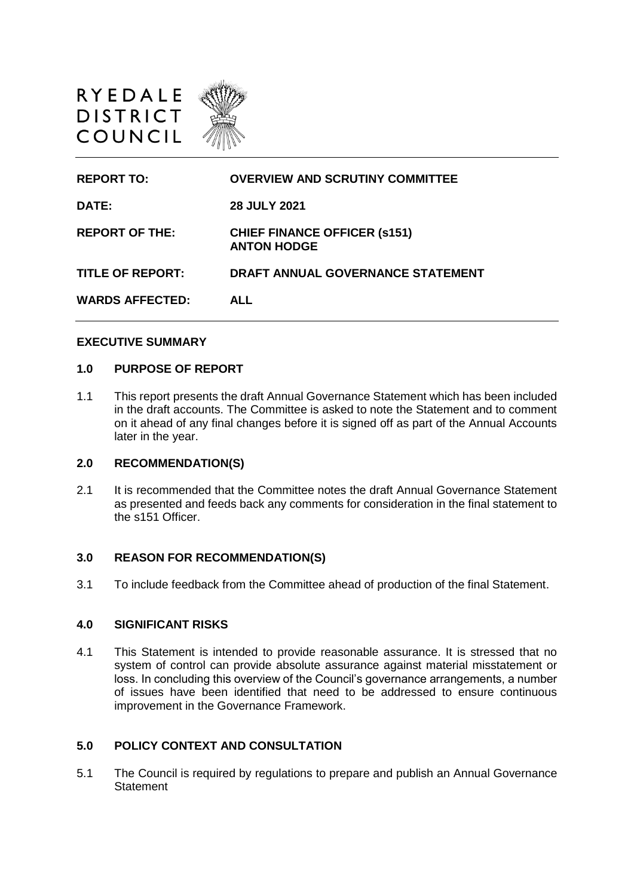RYEDALE
DISTRICT
COUNCIL

| | |
|---|---|
| **REPORT TO:** | **OVERVIEW AND SCRUTINY COMMITTEE** |
| **DATE:** | **28 JULY 2021** |
| **REPORT OF THE:** | **CHIEF FINANCE OFFICER (s151)**<br>**ANTON HODGE** |
| **TITLE OF REPORT:** | **DRAFT ANNUAL GOVERNANCE STATEMENT** |
| **WARDS AFFECTED:** | **ALL** |

## EXECUTIVE SUMMARY

### 1.0 PURPOSE OF REPORT

1.1 This report presents the draft Annual Governance Statement which has been included in the draft accounts. The Committee is asked to note the Statement and to comment on it ahead of any final changes before it is signed off as part of the Annual Accounts later in the year.

### 2.0 RECOMMENDATION(S)

2.1 It is recommended that the Committee notes the draft Annual Governance Statement as presented and feeds back any comments for consideration in the final statement to the s151 Officer.

### 3.0 REASON FOR RECOMMENDATION(S)

3.1 To include feedback from the Committee ahead of production of the final Statement.

### 4.0 SIGNIFICANT RISKS

4.1 This Statement is intended to provide reasonable assurance. It is stressed that no system of control can provide absolute assurance against material misstatement or loss. In concluding this overview of the Council's governance arrangements, a number of issues have been identified that need to be addressed to ensure continuous improvement in the Governance Framework.

### 5.0 POLICY CONTEXT AND CONSULTATION

5.1 The Council is required by regulations to prepare and publish an Annual Governance Statement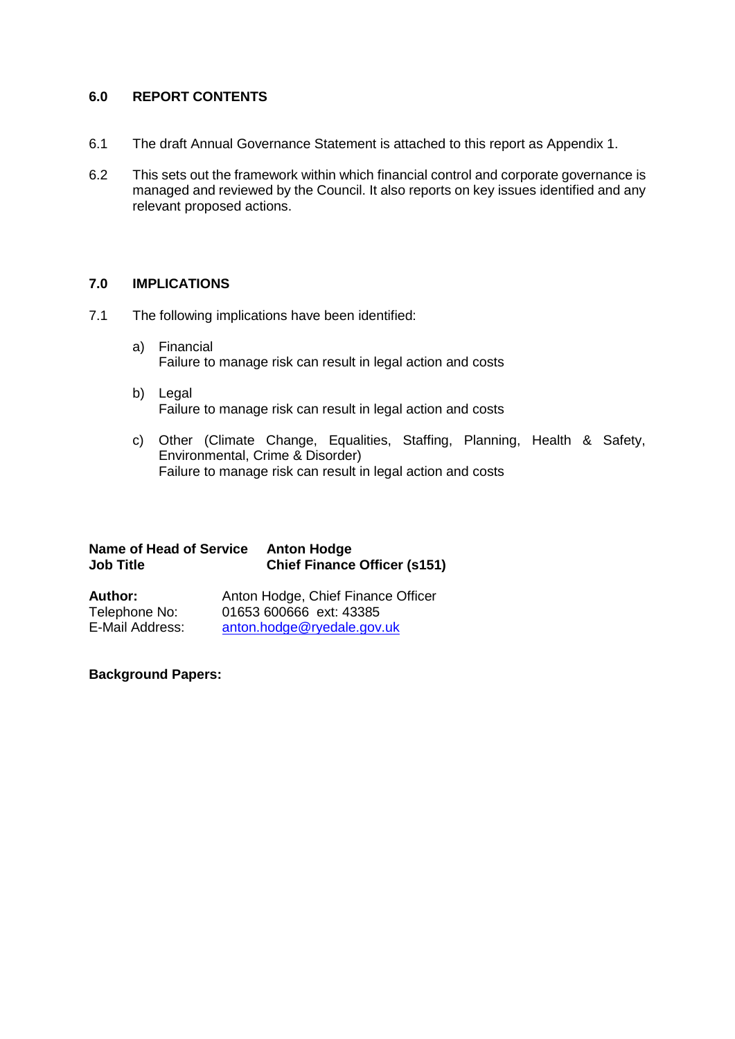## 6.0 REPORT CONTENTS

6.1 The draft Annual Governance Statement is attached to this report as Appendix 1.

6.2 This sets out the framework within which financial control and corporate governance is managed and reviewed by the Council. It also reports on key issues identified and any relevant proposed actions.

## 7.0 IMPLICATIONS

7.1 The following implications have been identified:

a) Financial
Failure to manage risk can result in legal action and costs

b) Legal
Failure to manage risk can result in legal action and costs

c) Other (Climate Change, Equalities, Staffing, Planning, Health & Safety, Environmental, Crime & Disorder)
Failure to manage risk can result in legal action and costs

**Name of Head of Service** **Anton Hodge**
**Job Title** **Chief Finance Officer (s151)**

**Author:** Anton Hodge, Chief Finance Officer
Telephone No: 01653 600666 ext: 43385
E-Mail Address: anton.hodge@ryedale.gov.uk

**Background Papers:**